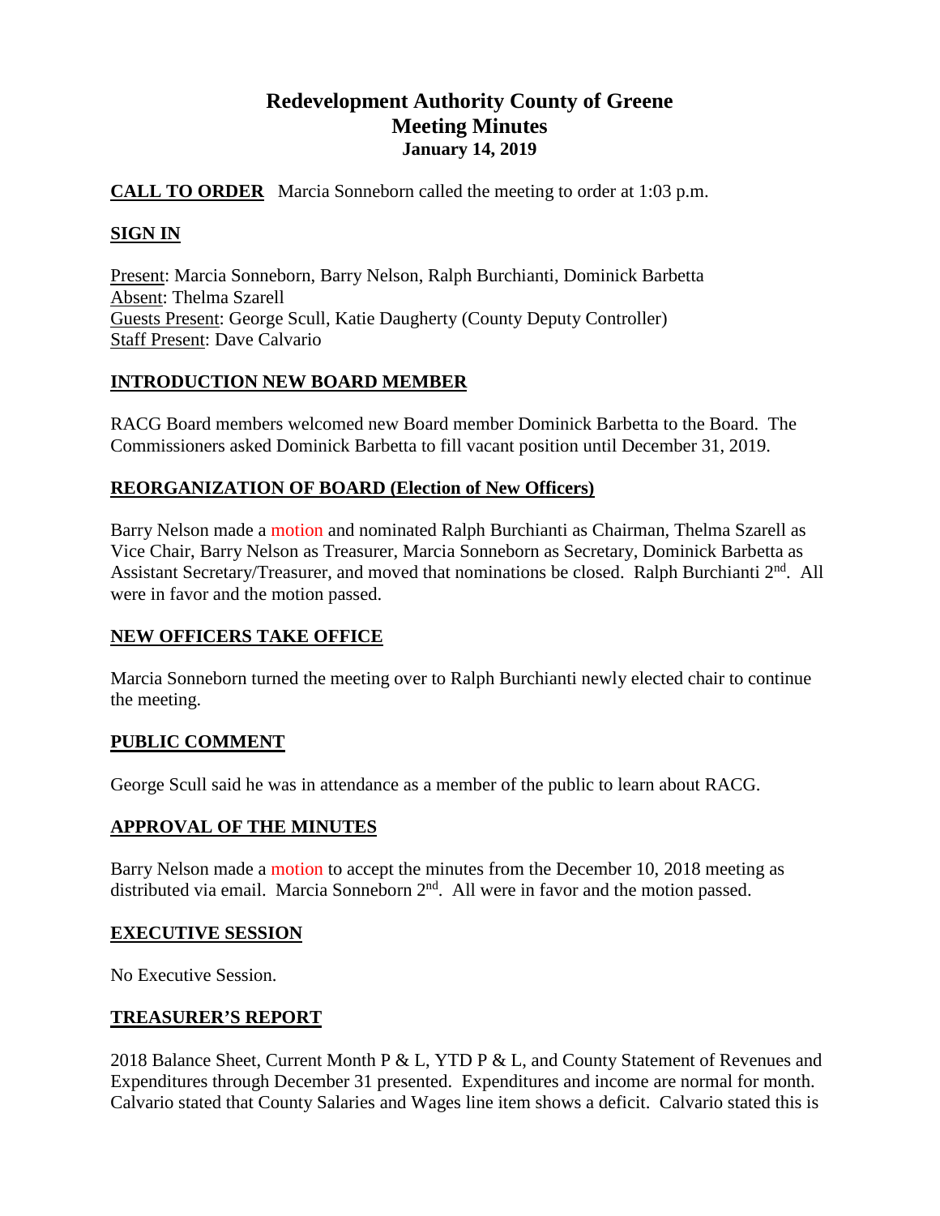# Redevelopment Authority County of Greene
## Meeting Minutes
### January 14, 2019

**CALL TO ORDER** Marcia Sonneborn called the meeting to order at 1:03 p.m.

**SIGN IN**

Present: Marcia Sonneborn, Barry Nelson, Ralph Burchianti, Dominick Barbetta
Absent: Thelma Szarell
Guests Present: George Scull, Katie Daugherty (County Deputy Controller)
Staff Present: Dave Calvario

**INTRODUCTION NEW BOARD MEMBER**

RACG Board members welcomed new Board member Dominick Barbetta to the Board. The Commissioners asked Dominick Barbetta to fill vacant position until December 31, 2019.

**REORGANIZATION OF BOARD (Election of New Officers)**

Barry Nelson made a motion and nominated Ralph Burchianti as Chairman, Thelma Szarell as Vice Chair, Barry Nelson as Treasurer, Marcia Sonneborn as Secretary, Dominick Barbetta as Assistant Secretary/Treasurer, and moved that nominations be closed. Ralph Burchianti 2nd. All were in favor and the motion passed.

**NEW OFFICERS TAKE OFFICE**

Marcia Sonneborn turned the meeting over to Ralph Burchianti newly elected chair to continue the meeting.

**PUBLIC COMMENT**

George Scull said he was in attendance as a member of the public to learn about RACG.

**APPROVAL OF THE MINUTES**

Barry Nelson made a motion to accept the minutes from the December 10, 2018 meeting as distributed via email. Marcia Sonneborn 2nd. All were in favor and the motion passed.

**EXECUTIVE SESSION**

No Executive Session.

**TREASURER'S REPORT**

2018 Balance Sheet, Current Month P & L, YTD P & L, and County Statement of Revenues and Expenditures through December 31 presented. Expenditures and income are normal for month. Calvario stated that County Salaries and Wages line item shows a deficit. Calvario stated this is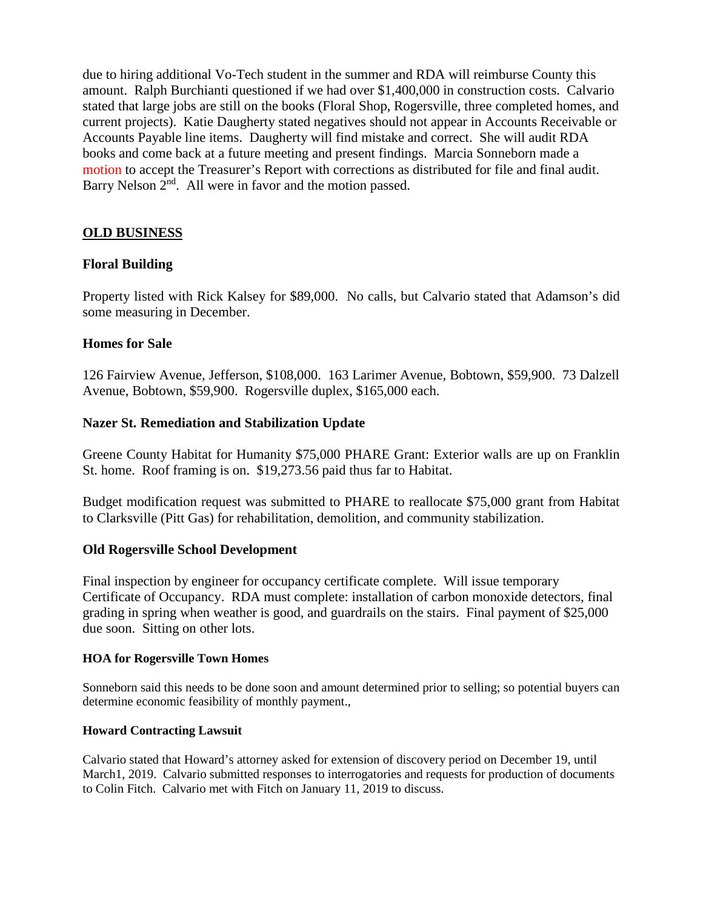due to hiring additional Vo-Tech student in the summer and RDA will reimburse County this amount. Ralph Burchianti questioned if we had over $1,400,000 in construction costs. Calvario stated that large jobs are still on the books (Floral Shop, Rogersville, three completed homes, and current projects). Katie Daugherty stated negatives should not appear in Accounts Receivable or Accounts Payable line items. Daugherty will find mistake and correct. She will audit RDA books and come back at a future meeting and present findings. Marcia Sonneborn made a motion to accept the Treasurer's Report with corrections as distributed for file and final audit. Barry Nelson 2nd. All were in favor and the motion passed.

## OLD BUSINESS

### Floral Building

Property listed with Rick Kalsey for $89,000. No calls, but Calvario stated that Adamson's did some measuring in December.

### Homes for Sale

126 Fairview Avenue, Jefferson, $108,000. 163 Larimer Avenue, Bobtown, $59,900. 73 Dalzell Avenue, Bobtown, $59,900. Rogersville duplex, $165,000 each.

### Nazer St. Remediation and Stabilization Update

Greene County Habitat for Humanity $75,000 PHARE Grant: Exterior walls are up on Franklin St. home. Roof framing is on. $19,273.56 paid thus far to Habitat.

Budget modification request was submitted to PHARE to reallocate $75,000 grant from Habitat to Clarksville (Pitt Gas) for rehabilitation, demolition, and community stabilization.

### Old Rogersville School Development

Final inspection by engineer for occupancy certificate complete. Will issue temporary Certificate of Occupancy. RDA must complete: installation of carbon monoxide detectors, final grading in spring when weather is good, and guardrails on the stairs. Final payment of $25,000 due soon. Sitting on other lots.

#### HOA for Rogersville Town Homes

Sonneborn said this needs to be done soon and amount determined prior to selling; so potential buyers can determine economic feasibility of monthly payment.,

#### Howard Contracting Lawsuit

Calvario stated that Howard's attorney asked for extension of discovery period on December 19, until March1, 2019. Calvario submitted responses to interrogatories and requests for production of documents to Colin Fitch. Calvario met with Fitch on January 11, 2019 to discuss.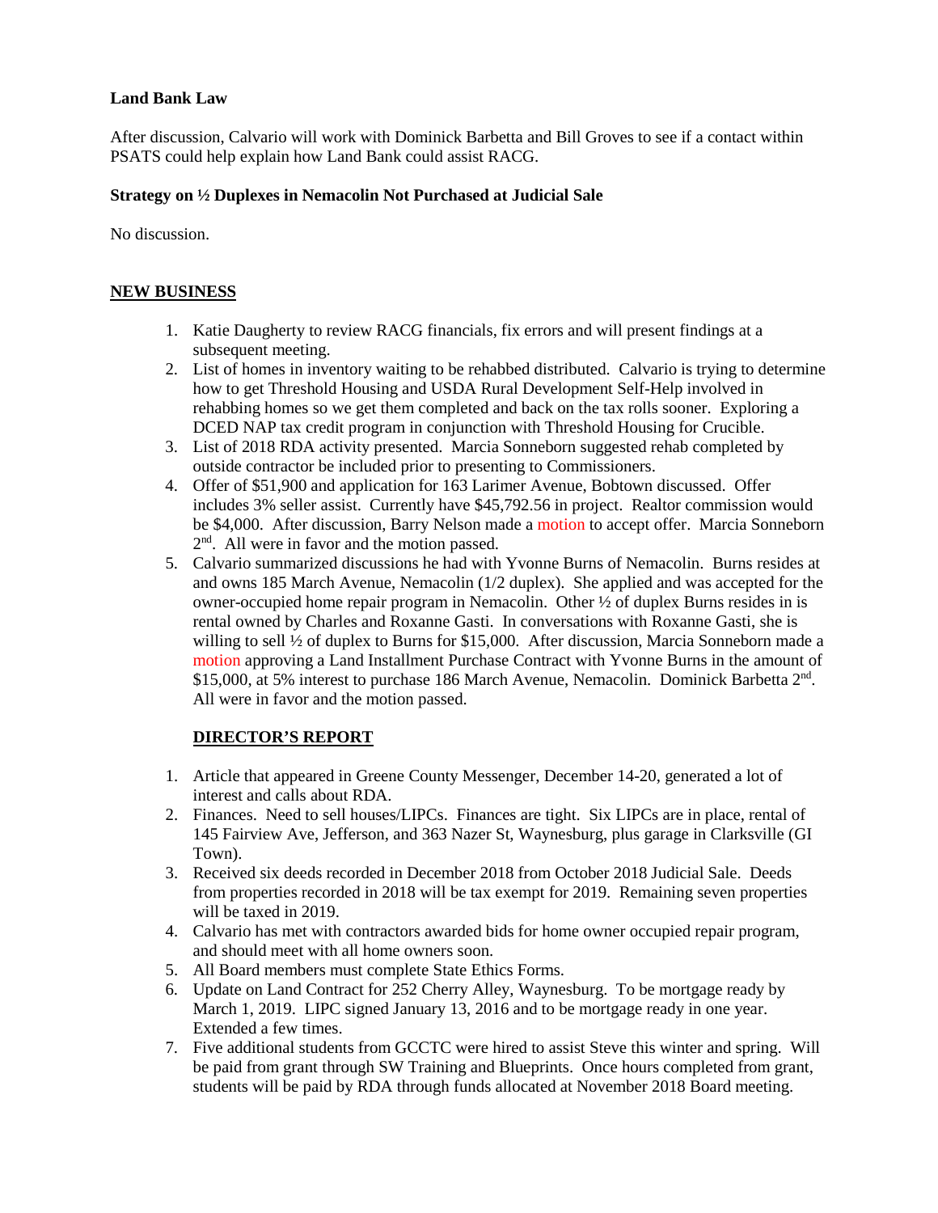**Land Bank Law**

After discussion, Calvario will work with Dominick Barbetta and Bill Groves to see if a contact within PSATS could help explain how Land Bank could assist RACG.

**Strategy on ½ Duplexes in Nemacolin Not Purchased at Judicial Sale**

No discussion.

**NEW BUSINESS**

1. Katie Daugherty to review RACG financials, fix errors and will present findings at a subsequent meeting.
2. List of homes in inventory waiting to be rehabbed distributed. Calvario is trying to determine how to get Threshold Housing and USDA Rural Development Self-Help involved in rehabbing homes so we get them completed and back on the tax rolls sooner. Exploring a DCED NAP tax credit program in conjunction with Threshold Housing for Crucible.
3. List of 2018 RDA activity presented. Marcia Sonneborn suggested rehab completed by outside contractor be included prior to presenting to Commissioners.
4. Offer of $51,900 and application for 163 Larimer Avenue, Bobtown discussed. Offer includes 3% seller assist. Currently have $45,792.56 in project. Realtor commission would be $4,000. After discussion, Barry Nelson made a motion to accept offer. Marcia Sonneborn 2nd. All were in favor and the motion passed.
5. Calvario summarized discussions he had with Yvonne Burns of Nemacolin. Burns resides at and owns 185 March Avenue, Nemacolin (1/2 duplex). She applied and was accepted for the owner-occupied home repair program in Nemacolin. Other ½ of duplex Burns resides in is rental owned by Charles and Roxanne Gasti. In conversations with Roxanne Gasti, she is willing to sell ½ of duplex to Burns for $15,000. After discussion, Marcia Sonneborn made a motion approving a Land Installment Purchase Contract with Yvonne Burns in the amount of $15,000, at 5% interest to purchase 186 March Avenue, Nemacolin. Dominick Barbetta 2nd. All were in favor and the motion passed.

**DIRECTOR'S REPORT**

1. Article that appeared in Greene County Messenger, December 14-20, generated a lot of interest and calls about RDA.
2. Finances. Need to sell houses/LIPCs. Finances are tight. Six LIPCs are in place, rental of 145 Fairview Ave, Jefferson, and 363 Nazer St, Waynesburg, plus garage in Clarksville (GI Town).
3. Received six deeds recorded in December 2018 from October 2018 Judicial Sale. Deeds from properties recorded in 2018 will be tax exempt for 2019. Remaining seven properties will be taxed in 2019.
4. Calvario has met with contractors awarded bids for home owner occupied repair program, and should meet with all home owners soon.
5. All Board members must complete State Ethics Forms.
6. Update on Land Contract for 252 Cherry Alley, Waynesburg. To be mortgage ready by March 1, 2019. LIPC signed January 13, 2016 and to be mortgage ready in one year. Extended a few times.
7. Five additional students from GCCTC were hired to assist Steve this winter and spring. Will be paid from grant through SW Training and Blueprints. Once hours completed from grant, students will be paid by RDA through funds allocated at November 2018 Board meeting.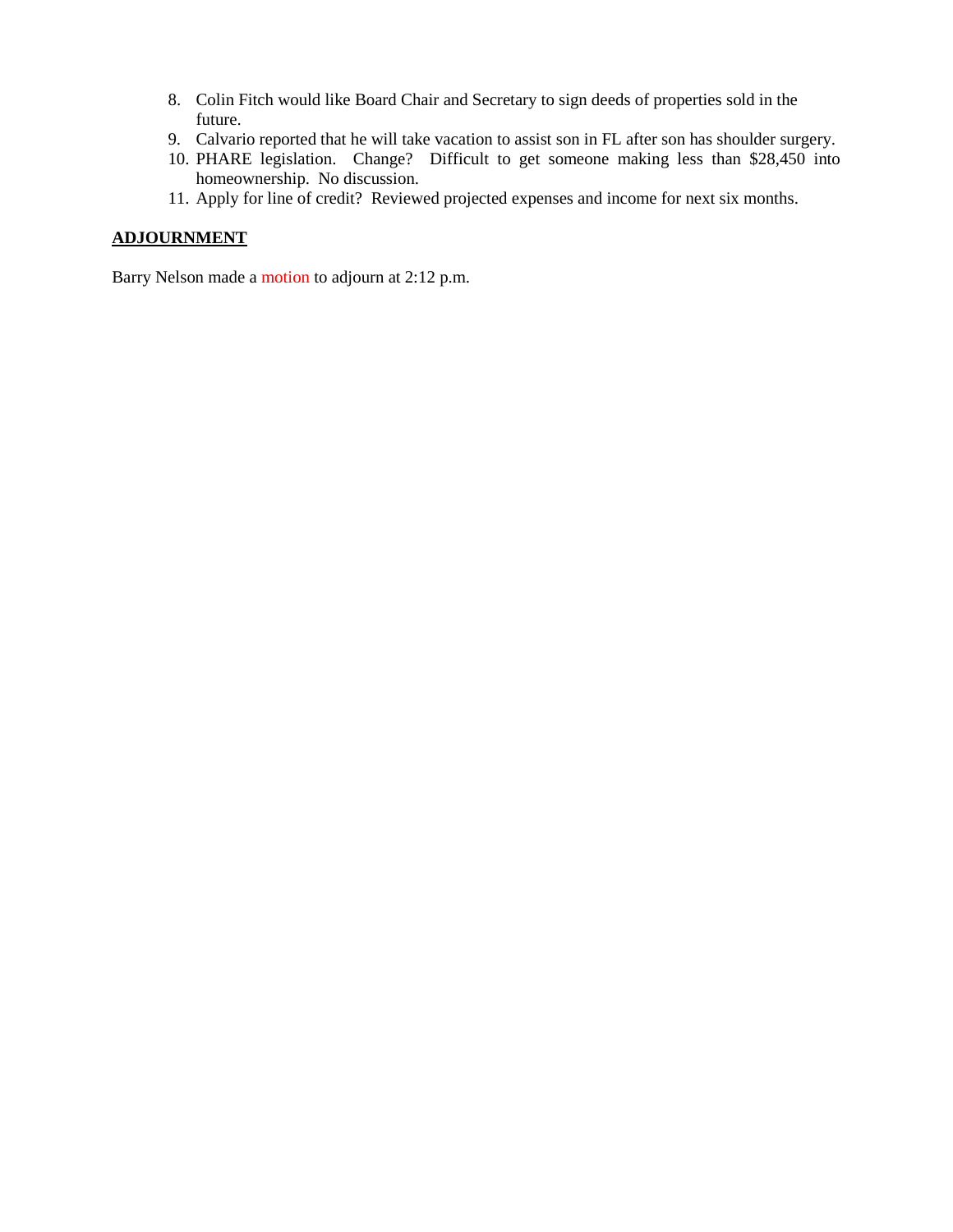8. Colin Fitch would like Board Chair and Secretary to sign deeds of properties sold in the future.
9. Calvario reported that he will take vacation to assist son in FL after son has shoulder surgery.
10. PHARE legislation. Change? Difficult to get someone making less than $28,450 into homeownership. No discussion.
11. Apply for line of credit? Reviewed projected expenses and income for next six months.

**ADJOURNMENT**

Barry Nelson made a motion to adjourn at 2:12 p.m.